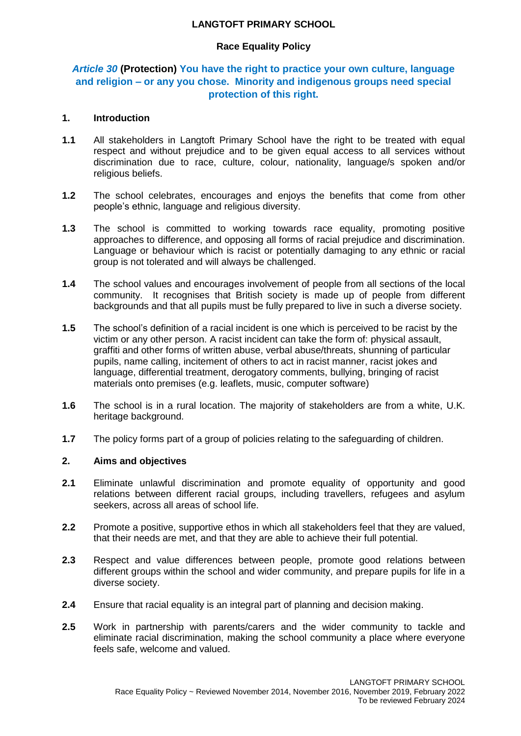# LANGTOFT PRIMARY SCHOOL

## Race Equality Policy

***Article 30* (Protection) You have the right to practice your own culture, language and religion – or any you chose. Minority and indigenous groups need special protection of this right.**

### 1. Introduction

**1.1** All stakeholders in Langtoft Primary School have the right to be treated with equal respect and without prejudice and to be given equal access to all services without discrimination due to race, culture, colour, nationality, language/s spoken and/or religious beliefs.

**1.2** The school celebrates, encourages and enjoys the benefits that come from other people's ethnic, language and religious diversity.

**1.3** The school is committed to working towards race equality, promoting positive approaches to difference, and opposing all forms of racial prejudice and discrimination. Language or behaviour which is racist or potentially damaging to any ethnic or racial group is not tolerated and will always be challenged.

**1.4** The school values and encourages involvement of people from all sections of the local community. It recognises that British society is made up of people from different backgrounds and that all pupils must be fully prepared to live in such a diverse society.

**1.5** The school's definition of a racial incident is one which is perceived to be racist by the victim or any other person. A racist incident can take the form of: physical assault, graffiti and other forms of written abuse, verbal abuse/threats, shunning of particular pupils, name calling, incitement of others to act in racist manner, racist jokes and language, differential treatment, derogatory comments, bullying, bringing of racist materials onto premises (e.g. leaflets, music, computer software)

**1.6** The school is in a rural location. The majority of stakeholders are from a white, U.K. heritage background.

**1.7** The policy forms part of a group of policies relating to the safeguarding of children.

### 2. Aims and objectives

**2.1** Eliminate unlawful discrimination and promote equality of opportunity and good relations between different racial groups, including travellers, refugees and asylum seekers, across all areas of school life.

**2.2** Promote a positive, supportive ethos in which all stakeholders feel that they are valued, that their needs are met, and that they are able to achieve their full potential.

**2.3** Respect and value differences between people, promote good relations between different groups within the school and wider community, and prepare pupils for life in a diverse society.

**2.4** Ensure that racial equality is an integral part of planning and decision making.

**2.5** Work in partnership with parents/carers and the wider community to tackle and eliminate racial discrimination, making the school community a place where everyone feels safe, welcome and valued.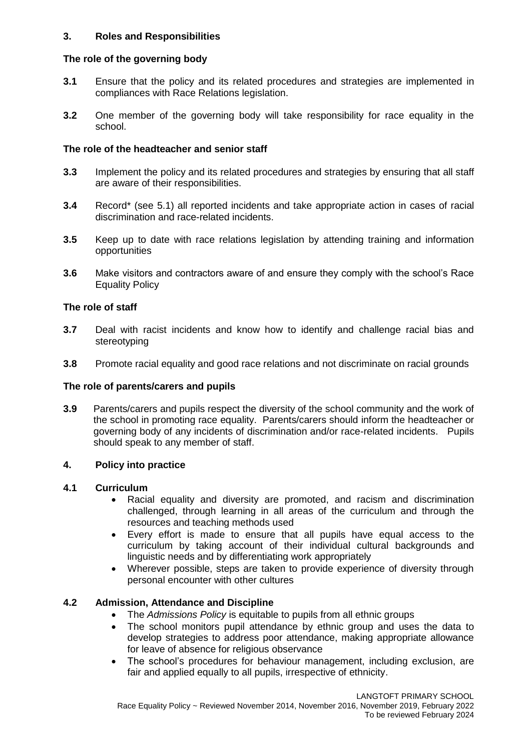## 3. Roles and Responsibilities

### The role of the governing body

**3.1** Ensure that the policy and its related procedures and strategies are implemented in compliances with Race Relations legislation.

**3.2** One member of the governing body will take responsibility for race equality in the school.

### The role of the headteacher and senior staff

**3.3** Implement the policy and its related procedures and strategies by ensuring that all staff are aware of their responsibilities.

**3.4** Record* (see 5.1) all reported incidents and take appropriate action in cases of racial discrimination and race-related incidents.

**3.5** Keep up to date with race relations legislation by attending training and information opportunities

**3.6** Make visitors and contractors aware of and ensure they comply with the school's Race Equality Policy

### The role of staff

**3.7** Deal with racist incidents and know how to identify and challenge racial bias and stereotyping

**3.8** Promote racial equality and good race relations and not discriminate on racial grounds

### The role of parents/carers and pupils

**3.9** Parents/carers and pupils respect the diversity of the school community and the work of the school in promoting race equality. Parents/carers should inform the headteacher or governing body of any incidents of discrimination and/or race-related incidents. Pupils should speak to any member of staff.

## 4. Policy into practice

### 4.1 Curriculum

- Racial equality and diversity are promoted, and racism and discrimination challenged, through learning in all areas of the curriculum and through the resources and teaching methods used
- Every effort is made to ensure that all pupils have equal access to the curriculum by taking account of their individual cultural backgrounds and linguistic needs and by differentiating work appropriately
- Wherever possible, steps are taken to provide experience of diversity through personal encounter with other cultures

### 4.2 Admission, Attendance and Discipline

- The *Admissions Policy* is equitable to pupils from all ethnic groups
- The school monitors pupil attendance by ethnic group and uses the data to develop strategies to address poor attendance, making appropriate allowance for leave of absence for religious observance
- The school's procedures for behaviour management, including exclusion, are fair and applied equally to all pupils, irrespective of ethnicity.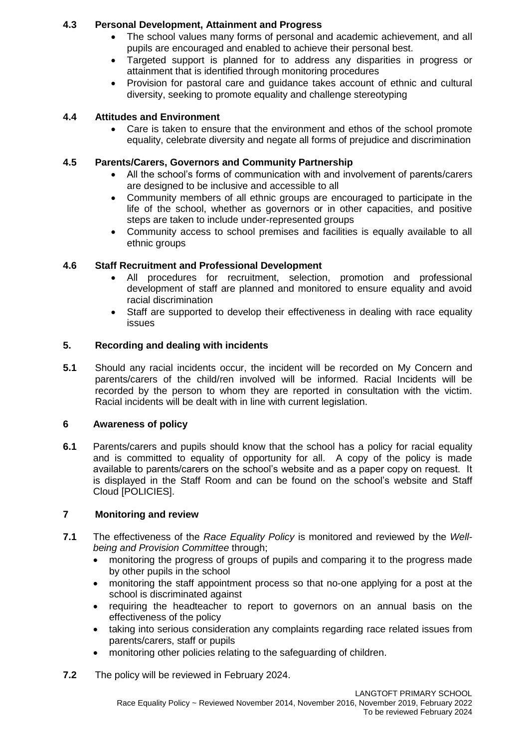### 4.3 Personal Development, Attainment and Progress

- The school values many forms of personal and academic achievement, and all pupils are encouraged and enabled to achieve their personal best.
- Targeted support is planned for to address any disparities in progress or attainment that is identified through monitoring procedures
- Provision for pastoral care and guidance takes account of ethnic and cultural diversity, seeking to promote equality and challenge stereotyping

### 4.4 Attitudes and Environment

- Care is taken to ensure that the environment and ethos of the school promote equality, celebrate diversity and negate all forms of prejudice and discrimination

### 4.5 Parents/Carers, Governors and Community Partnership

- All the school's forms of communication with and involvement of parents/carers are designed to be inclusive and accessible to all
- Community members of all ethnic groups are encouraged to participate in the life of the school, whether as governors or in other capacities, and positive steps are taken to include under-represented groups
- Community access to school premises and facilities is equally available to all ethnic groups

### 4.6 Staff Recruitment and Professional Development

- All procedures for recruitment, selection, promotion and professional development of staff are planned and monitored to ensure equality and avoid racial discrimination
- Staff are supported to develop their effectiveness in dealing with race equality issues

## 5. Recording and dealing with incidents

**5.1** Should any racial incidents occur, the incident will be recorded on My Concern and parents/carers of the child/ren involved will be informed. Racial Incidents will be recorded by the person to whom they are reported in consultation with the victim. Racial incidents will be dealt with in line with current legislation.

## 6 Awareness of policy

**6.1** Parents/carers and pupils should know that the school has a policy for racial equality and is committed to equality of opportunity for all. A copy of the policy is made available to parents/carers on the school's website and as a paper copy on request. It is displayed in the Staff Room and can be found on the school's website and Staff Cloud [POLICIES].

## 7 Monitoring and review

**7.1** The effectiveness of the *Race Equality Policy* is monitored and reviewed by the *Well-being and Provision Committee* through;

- monitoring the progress of groups of pupils and comparing it to the progress made by other pupils in the school
- monitoring the staff appointment process so that no-one applying for a post at the school is discriminated against
- requiring the headteacher to report to governors on an annual basis on the effectiveness of the policy
- taking into serious consideration any complaints regarding race related issues from parents/carers, staff or pupils
- monitoring other policies relating to the safeguarding of children.

**7.2** The policy will be reviewed in February 2024.

LANGTOFT PRIMARY SCHOOL
Race Equality Policy ~ Reviewed November 2014, November 2016, November 2019, February 2022
To be reviewed February 2024